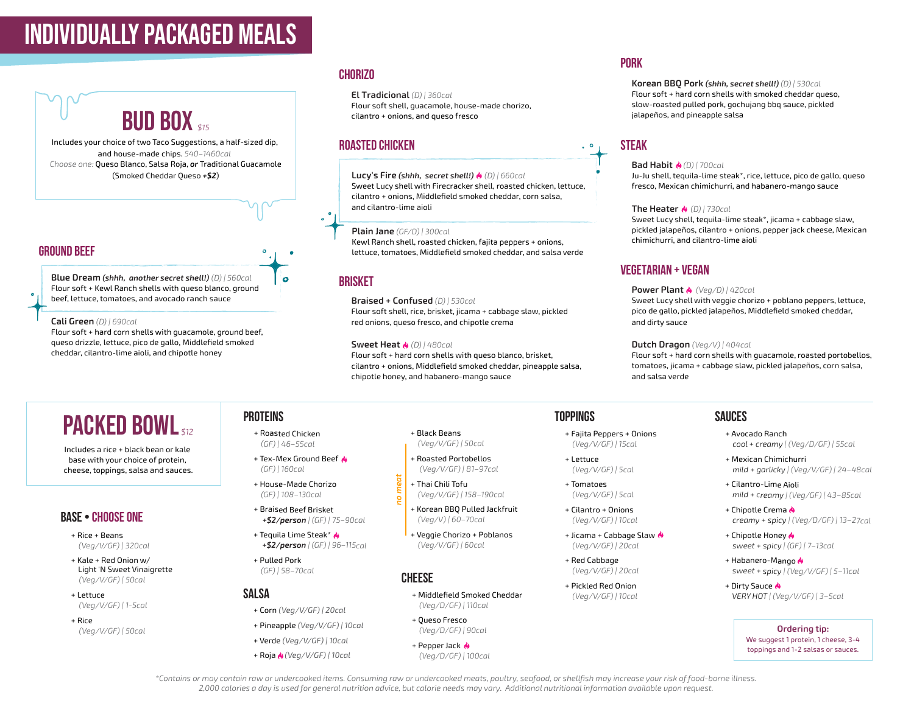# INDIVIDUALLY PACKAGED MEALS

## BUD BOX $15

Includes your choice of two Taco Suggestions, a half-sized dip, and house-made chips. *540–1460cal*

*Choose one:* Queso Blanco, Salsa Roja, ***or*** Traditional Guacamole (Smoked Cheddar Queso ***+$2***)

### GROUND BEEF

**Blue Dream** ***(shhh, another secret shell!)*** *(D) | 560cal*
Flour soft + Kewl Ranch shells with queso blanco, ground beef, lettuce, tomatoes, and avocado ranch sauce

**Cali Green** *(D) | 690cal*
Flour soft + hard corn shells with guacamole, ground beef, queso drizzle, lettuce, pico de gallo, Middlefield smoked cheddar, cilantro-lime aioli, and chipotle honey

### CHORIZO

**El Tradicional** *(D) | 360cal*
Flour soft shell, guacamole, house-made chorizo, cilantro + onions, and queso fresco

### ROASTED CHICKEN

**Lucy's Fire** ***(shhh, secret shell!)*** 🔥 *(D) | 660cal*
Sweet Lucy shell with Firecracker shell, roasted chicken, lettuce, cilantro + onions, Middlefield smoked cheddar, corn salsa, and cilantro-lime aioli

**Plain Jane** *(GF/D) | 300cal*
Kewl Ranch shell, roasted chicken, fajita peppers + onions, lettuce, tomatoes, Middlefield smoked cheddar, and salsa verde

### BRISKET

**Braised + Confused** *(D) | 530cal*
Flour soft shell, rice, brisket, jicama + cabbage slaw, pickled red onions, queso fresco, and chipotle crema

**Sweet Heat** 🔥 *(D) | 480cal*
Flour soft + hard corn shells with queso blanco, brisket, cilantro + onions, Middlefield smoked cheddar, pineapple salsa, chipotle honey, and habanero-mango sauce

### PORK

**Korean BBQ Pork** ***(shhh, secret shell!)*** *(D) | 530cal*
Flour soft + hard corn shells with smoked cheddar queso, slow-roasted pulled pork, gochujang bbq sauce, pickled jalapeños, and pineapple salsa

### STEAK

**Bad Habit** 🔥 *(D) | 700cal*
Ju-Ju shell, tequila-lime steak*, rice, lettuce, pico de gallo, queso fresco, Mexican chimichurri, and habanero-mango sauce

**The Heater** 🔥 *(D) | 730cal*
Sweet Lucy shell, tequila-lime steak*, jicama + cabbage slaw, pickled jalapeños, cilantro + onions, pepper jack cheese, Mexican chimichurri, and cilantro-lime aioli

### VEGETARIAN + VEGAN

**Power Plant** 🔥 *(Veg/D) | 420cal*
Sweet Lucy shell with veggie chorizo + poblano peppers, lettuce, pico de gallo, pickled jalapeños, Middlefield smoked cheddar, and dirty sauce

**Dutch Dragon** *(Veg/V) | 404cal*
Flour soft + hard corn shells with guacamole, roasted portobellos, tomatoes, jicama + cabbage slaw, pickled jalapeños, corn salsa, and salsa verde

## PACKED BOWL $12

Includes a rice + black bean or kale base with your choice of protein, cheese, toppings, salsa and sauces.

### BASE • CHOOSE ONE

- + Rice + Beans *(Veg/V/GF) | 320cal*
- + Kale + Red Onion w/ Light 'N Sweet Vinaigrette *(Veg/V/GF) | 50cal*
- + Lettuce *(Veg/V/GF) | 1-5cal*
- + Rice *(Veg/V/GF) | 50cal*

### PROTEINS

- + Roasted Chicken *(GF) | 46–55cal*
- + Tex-Mex Ground Beef 🔥 *(GF) | 160cal*
- + House-Made Chorizo *(GF) | 108–130cal*
- + Braised Beef Brisket ***+$2/person*** *| (GF) | 75–90cal*
- + Tequila Lime Steak* 🔥 ***+$2/person*** *| (GF) | 96–115cal*
- + Pulled Pork *(GF) | 58–70cal*

*no meat*

- + Black Beans *(Veg/V/GF) | 50cal*
- + Roasted Portobellos *(Veg/V/GF) | 81–97cal*
- + Thai Chili Tofu *(Veg/V/GF) | 158–190cal*
- + Korean BBQ Pulled Jackfruit *(Veg/V) | 60–70cal*
- + Veggie Chorizo + Poblanos *(Veg/V/GF) | 60cal*

### SALSA

- + Corn *(Veg/V/GF) | 20cal*
- + Pineapple *(Veg/V/GF) | 10cal*
- + Verde *(Veg/V/GF) | 10cal*
- + Roja 🔥 *(Veg/V/GF) | 10cal*

### CHEESE

- + Middlefield Smoked Cheddar *(Veg/D/GF) | 110cal*
- + Queso Fresco *(Veg/D/GF) | 90cal*
- + Pepper Jack 🔥 *(Veg/D/GF) | 100cal*

### TOPPINGS

- + Fajita Peppers + Onions *(Veg/V/GF) | 15cal*
- + Lettuce *(Veg/V/GF) | 5cal*
- + Tomatoes *(Veg/V/GF) | 5cal*
- + Cilantro + Onions *(Veg/V/GF) | 10cal*
- + Jicama + Cabbage Slaw 🔥 *(Veg/V/GF) | 20cal*
- + Red Cabbage *(Veg/V/GF) | 20cal*
- + Pickled Red Onion *(Veg/V/GF) | 10cal*

### SAUCES

- + Avocado Ranch *cool + creamy | (Veg/D/GF) | 55cal*
- + Mexican Chimichurri *mild + garlicky | (Veg/V/GF) | 24–48cal*
- + Cilantro-Lime Aioli *mild + creamy | (Veg/GF) | 43–85cal*
- + Chipotle Crema 🔥 *creamy + spicy | (Veg/D/GF) | 13–27cal*
- + Chipotle Honey 🔥 *sweet + spicy | (GF) | 7–13cal*
- + Habanero-Mango 🔥 *sweet + spicy | (Veg/V/GF) | 5–11cal*
- + Dirty Sauce 🔥 *VERY HOT | (Veg/V/GF) | 3–5cal*

**Ordering tip:**
We suggest 1 protein, 1 cheese, 3-4 toppings and 1-2 salsas or sauces.

*\*Contains or may contain raw or undercooked items. Consuming raw or undercooked meats, poultry, seafood, or shellfish may increase your risk of food-borne illness. 2,000 calories a day is used for general nutrition advice, but calorie needs may vary. Additional nutritional information available upon request.*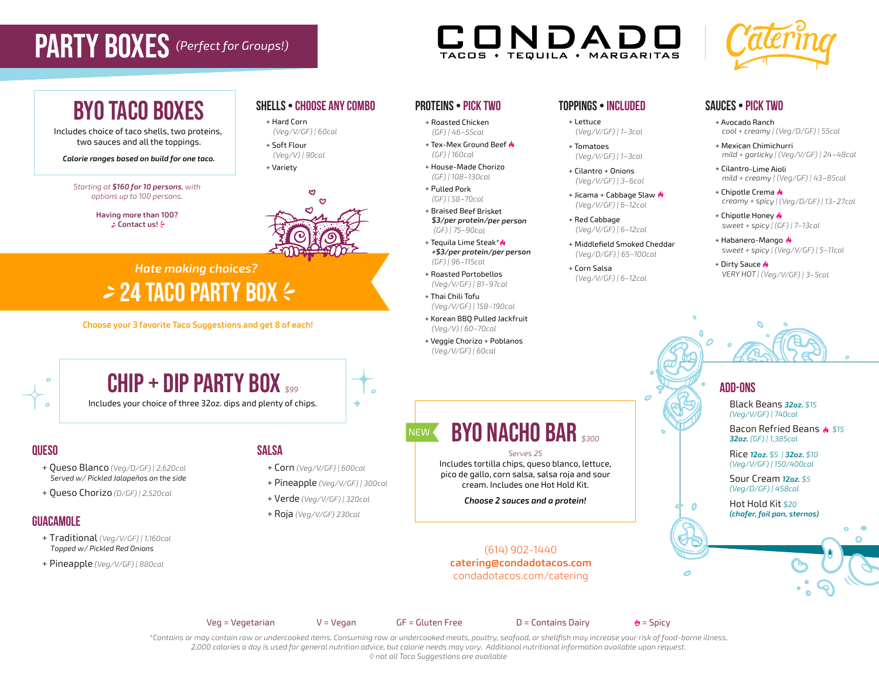# PARTY BOXES *(Perfect for Groups!)*

CONDADO
TACOS • TEQUILA • MARGARITAS

Catering

## BYO TACO BOXES

Includes choice of taco shells, two proteins, two sauces and all the toppings.

*Calorie ranges based on build for one taco.*

*Starting at **$160 for 10 persons**, with options up to 100 persons.*

Having more than 100? Contact us!

### SHELLS • CHOOSE ANY COMBO

- \+ Hard Corn *(Veg/V/GF) | 60cal*
- \+ Soft Flour *(Veg/V) | 90cal*
- \+ Variety

### PROTEINS • PICK TWO

- \+ Roasted Chicken *(GF) | 46–55cal*
- \+ Tex-Mex Ground Beef 🔥 *(GF) | 160cal*
- \+ House-Made Chorizo *(GF) | 108–130cal*
- \+ Pulled Pork *(GF) | 58–70cal*
- \+ Braised Beef Brisket ***$3/per protein/per person*** *(GF) | 75–90cal*
- \+ Tequila Lime Steak* 🔥 ***+$3/per protein/per person*** *(GF) | 96–115cal*
- \+ Roasted Portobellos *(Veg/V/GF) | 81–97cal*
- \+ Thai Chili Tofu *(Veg/V/GF) | 158–190cal*
- \+ Korean BBQ Pulled Jackfruit *(Veg/V) | 60–70cal*
- \+ Veggie Chorizo + Poblanos *(Veg/V/GF) | 60cal*

### TOPPINGS • INCLUDED

- \+ Lettuce *(Veg/V/GF) | 1–3cal*
- \+ Tomatoes *(Veg/V/GF) | 1–3cal*
- \+ Cilantro + Onions *(Veg/V/GF) | 3–6cal*
- \+ Jicama + Cabbage Slaw 🔥 *(Veg/V/GF) | 6–12cal*
- \+ Red Cabbage *(Veg/V/GF) | 6–12cal*
- \+ Middlefield Smoked Cheddar *(Veg/D/GF) | 65–100cal*
- \+ Corn Salsa *(Veg/V/GF) | 6–12cal*

### SAUCES • PICK TWO

- \+ Avocado Ranch *cool + creamy | (Veg/D/GF) | 55cal*
- \+ Mexican Chimichurri *mild + garlicky | (Veg/V/GF) | 24–48cal*
- \+ Cilantro-Lime Aioli *mild + creamy | (Veg/GF) | 43–85cal*
- \+ Chipotle Crema 🔥 *creamy + spicy | (Veg/D/GF) | 13–27cal*
- \+ Chipotle Honey 🔥 *sweet + spicy | (GF) | 7–13cal*
- \+ Habanero-Mango 🔥 *sweet + spicy | (Veg/V/GF) | 5–11cal*
- \+ Dirty Sauce 🔥 *VERY HOT | (Veg/V/GF) | 3–5cal*

*Hate making choices?*

## 24 TACO PARTY BOX

Choose your 3 favorite Taco Suggestions and get 8 of each!

## CHIP + DIP PARTY BOX *$99*

Includes your choice of three 32oz. dips and plenty of chips.

### QUESO

- \+ Queso Blanco *(Veg/D/GF) | 2,620cal* *Served w/ Pickled Jalapeños on the side*
- \+ Queso Chorizo *(D/GF) | 2,520cal*

### GUACAMOLE

- \+ Traditional *(Veg/V/GF) | 1,160cal* *Topped w/ Pickled Red Onions*
- \+ Pineapple *(Veg/V/GF) | 880cal*

### SALSA

- \+ Corn *(Veg/V/GF) | 600cal*
- \+ Pineapple *(Veg/V/GF) | 300cal*
- \+ Verde *(Veg/V/GF) | 320cal*
- \+ Roja *(Veg/V/GF) 230cal*

NEW

## BYO NACHO BAR *$300*

*Serves 25*

Includes tortilla chips, queso blanco, lettuce, pico de gallo, corn salsa, salsa roja and sour cream. Includes one Hot Hold Kit.

***Choose 2 sauces and a protein!***

### ADD-ONS

- Black Beans ***32oz.*** *$15* *(Veg/V/GF) | 740cal*
- Bacon Refried Beans 🔥 *$15* ***32oz.*** *(GF) | 1,385cal*
- Rice ***12oz.*** *$5* | ***32oz.*** *$10* *(Veg/V/GF) | 150/400cal*
- Sour Cream ***12oz.*** *$5* *(Veg/D/GF) | 458cal*
- Hot Hold Kit *$20* ***(chafer, foil pan, sternos)***

(614) 902-1440
**catering@condadotacos.com**
condadotacos.com/catering

Veg = Vegetarian  V = Vegan  GF = Gluten Free  D = Contains Dairy  🔥 = Spicy

*\*Contains or may contain raw or undercooked items. Consuming raw or undercooked meats, poultry, seafood, or shellfish may increase your risk of food-borne illness. 2,000 calories a day is used for general nutrition advice, but calorie needs may vary. Additional nutritional information available upon request.*
*◊ not all Taco Suggestions are available*